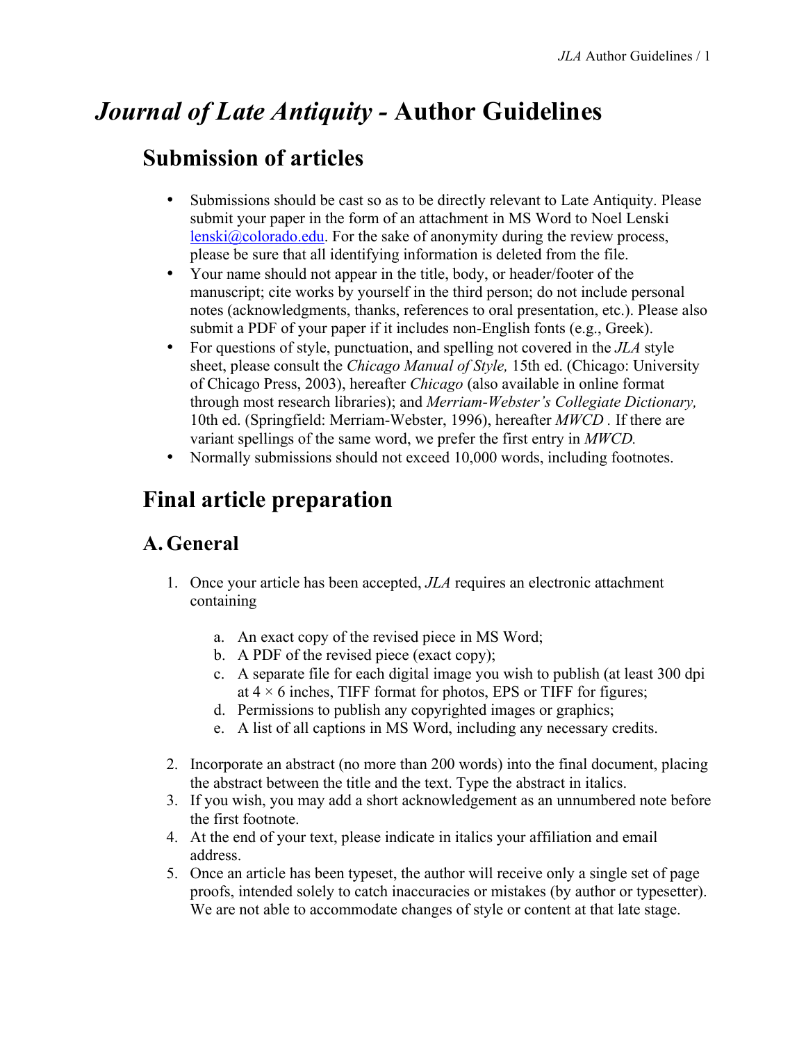# *Journal of Late Antiquity* - Author Guidelines

## Submission of articles

- Submissions should be cast so as to be directly relevant to Late Antiquity. Please submit your paper in the form of an attachment in MS Word to Noel Lenski lenski@colorado.edu. For the sake of anonymity during the review process, please be sure that all identifying information is deleted from the file.
- Your name should not appear in the title, body, or header/footer of the manuscript; cite works by yourself in the third person; do not include personal notes (acknowledgments, thanks, references to oral presentation, etc.). Please also submit a PDF of your paper if it includes non-English fonts (e.g., Greek).
- For questions of style, punctuation, and spelling not covered in the *JLA* style sheet, please consult the *Chicago Manual of Style,* 15th ed. (Chicago: University of Chicago Press, 2003), hereafter *Chicago* (also available in online format through most research libraries); and *Merriam-Webster's Collegiate Dictionary,* 10th ed. (Springfield: Merriam-Webster, 1996), hereafter *MWCD* . If there are variant spellings of the same word, we prefer the first entry in *MWCD.*
- Normally submissions should not exceed 10,000 words, including footnotes.

## Final article preparation

### A. General

1. Once your article has been accepted, *JLA* requires an electronic attachment containing

   a. An exact copy of the revised piece in MS Word;
   b. A PDF of the revised piece (exact copy);
   c. A separate file for each digital image you wish to publish (at least 300 dpi at 4 × 6 inches, TIFF format for photos, EPS or TIFF for figures;
   d. Permissions to publish any copyrighted images or graphics;
   e. A list of all captions in MS Word, including any necessary credits.

2. Incorporate an abstract (no more than 200 words) into the final document, placing the abstract between the title and the text. Type the abstract in italics.
3. If you wish, you may add a short acknowledgement as an unnumbered note before the first footnote.
4. At the end of your text, please indicate in italics your affiliation and email address.
5. Once an article has been typeset, the author will receive only a single set of page proofs, intended solely to catch inaccuracies or mistakes (by author or typesetter). We are not able to accommodate changes of style or content at that late stage.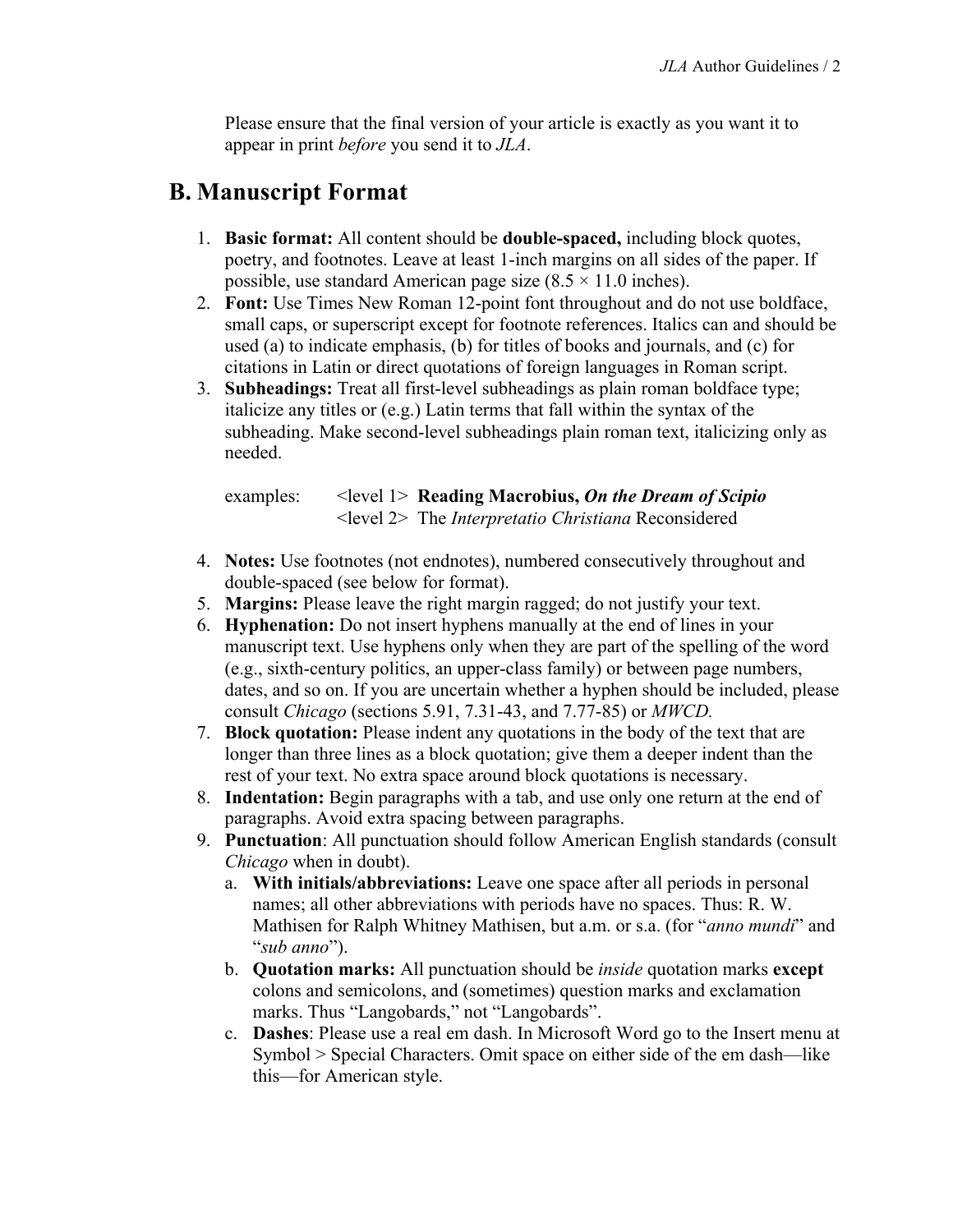Please ensure that the final version of your article is exactly as you want it to appear in print *before* you send it to *JLA*.

## B. Manuscript Format

1. **Basic format:** All content should be **double-spaced,** including block quotes, poetry, and footnotes. Leave at least 1-inch margins on all sides of the paper. If possible, use standard American page size (8.5 × 11.0 inches).
2. **Font:** Use Times New Roman 12-point font throughout and do not use boldface, small caps, or superscript except for footnote references. Italics can and should be used (a) to indicate emphasis, (b) for titles of books and journals, and (c) for citations in Latin or direct quotations of foreign languages in Roman script.
3. **Subheadings:** Treat all first-level subheadings as plain roman boldface type; italicize any titles or (e.g.) Latin terms that fall within the syntax of the subheading. Make second-level subheadings plain roman text, italicizing only as needed.

   examples: <level 1> **Reading Macrobius, *On the Dream of Scipio***
   <level 2> The *Interpretatio Christiana* Reconsidered

4. **Notes:** Use footnotes (not endnotes), numbered consecutively throughout and double-spaced (see below for format).
5. **Margins:** Please leave the right margin ragged; do not justify your text.
6. **Hyphenation:** Do not insert hyphens manually at the end of lines in your manuscript text. Use hyphens only when they are part of the spelling of the word (e.g., sixth-century politics, an upper-class family) or between page numbers, dates, and so on. If you are uncertain whether a hyphen should be included, please consult *Chicago* (sections 5.91, 7.31-43, and 7.77-85) or *MWCD.*
7. **Block quotation:** Please indent any quotations in the body of the text that are longer than three lines as a block quotation; give them a deeper indent than the rest of your text. No extra space around block quotations is necessary.
8. **Indentation:** Begin paragraphs with a tab, and use only one return at the end of paragraphs. Avoid extra spacing between paragraphs.
9. **Punctuation**: All punctuation should follow American English standards (consult *Chicago* when in doubt).
   a. **With initials/abbreviations:** Leave one space after all periods in personal names; all other abbreviations with periods have no spaces. Thus: R. W. Mathisen for Ralph Whitney Mathisen, but a.m. or s.a. (for "*anno mundi*" and "*sub anno*").
   b. **Quotation marks:** All punctuation should be *inside* quotation marks **except** colons and semicolons, and (sometimes) question marks and exclamation marks. Thus "Langobards," not "Langobards".
   c. **Dashes**: Please use a real em dash. In Microsoft Word go to the Insert menu at Symbol > Special Characters. Omit space on either side of the em dash—like this—for American style.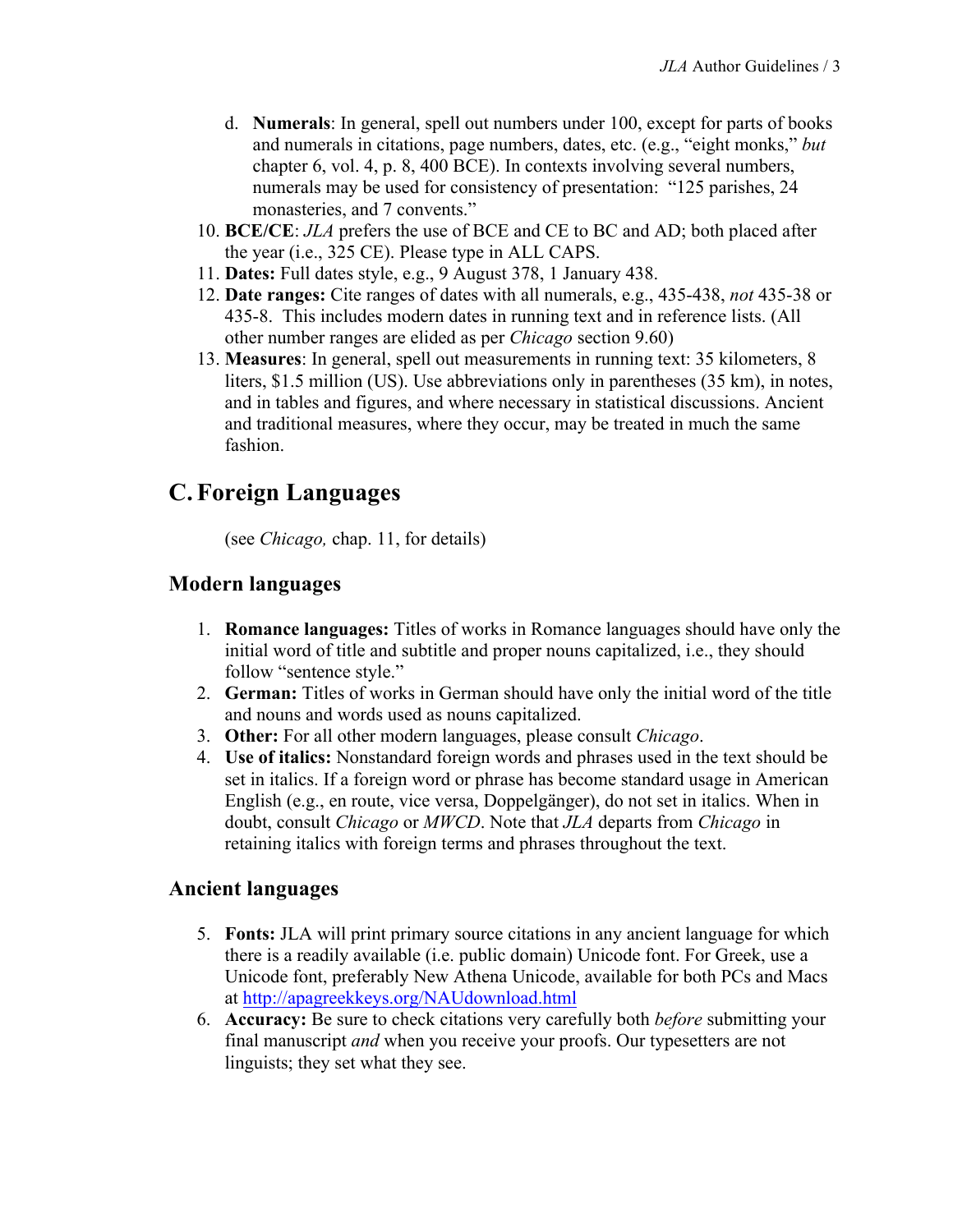d. **Numerals**: In general, spell out numbers under 100, except for parts of books and numerals in citations, page numbers, dates, etc. (e.g., "eight monks," *but* chapter 6, vol. 4, p. 8, 400 BCE). In contexts involving several numbers, numerals may be used for consistency of presentation: "125 parishes, 24 monasteries, and 7 convents."

10. **BCE/CE**: *JLA* prefers the use of BCE and CE to BC and AD; both placed after the year (i.e., 325 CE). Please type in ALL CAPS.
11. **Dates:** Full dates style, e.g., 9 August 378, 1 January 438.
12. **Date ranges:** Cite ranges of dates with all numerals, e.g., 435-438, *not* 435-38 or 435-8. This includes modern dates in running text and in reference lists. (All other number ranges are elided as per *Chicago* section 9.60)
13. **Measures**: In general, spell out measurements in running text: 35 kilometers, 8 liters, $1.5 million (US). Use abbreviations only in parentheses (35 km), in notes, and in tables and figures, and where necessary in statistical discussions. Ancient and traditional measures, where they occur, may be treated in much the same fashion.

## C. Foreign Languages

(see *Chicago,* chap. 11, for details)

### Modern languages

1. **Romance languages:** Titles of works in Romance languages should have only the initial word of title and subtitle and proper nouns capitalized, i.e., they should follow "sentence style."
2. **German:** Titles of works in German should have only the initial word of the title and nouns and words used as nouns capitalized.
3. **Other:** For all other modern languages, please consult *Chicago*.
4. **Use of italics:** Nonstandard foreign words and phrases used in the text should be set in italics. If a foreign word or phrase has become standard usage in American English (e.g., en route, vice versa, Doppelgänger), do not set in italics. When in doubt, consult *Chicago* or *MWCD*. Note that *JLA* departs from *Chicago* in retaining italics with foreign terms and phrases throughout the text.

### Ancient languages

5. **Fonts:** JLA will print primary source citations in any ancient language for which there is a readily available (i.e. public domain) Unicode font. For Greek, use a Unicode font, preferably New Athena Unicode, available for both PCs and Macs at http://apagreekkeys.org/NAUdownload.html
6. **Accuracy:** Be sure to check citations very carefully both *before* submitting your final manuscript *and* when you receive your proofs. Our typesetters are not linguists; they set what they see.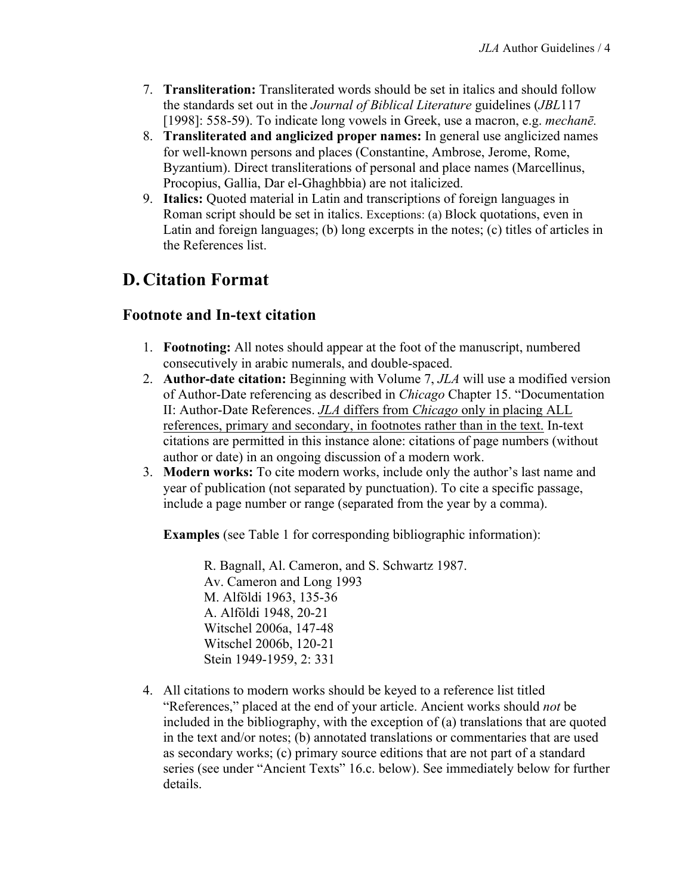7. **Transliteration:** Transliterated words should be set in italics and should follow the standards set out in the *Journal of Biblical Literature* guidelines (*JBL*117 [1998]: 558-59). To indicate long vowels in Greek, use a macron, e.g. *mechanē.*
8. **Transliterated and anglicized proper names:** In general use anglicized names for well-known persons and places (Constantine, Ambrose, Jerome, Rome, Byzantium). Direct transliterations of personal and place names (Marcellinus, Procopius, Gallia, Dar el-Ghaghbbia) are not italicized.
9. **Italics:** Quoted material in Latin and transcriptions of foreign languages in Roman script should be set in italics. Exceptions: (a) Block quotations, even in Latin and foreign languages; (b) long excerpts in the notes; (c) titles of articles in the References list.

# D. Citation Format

## Footnote and In-text citation

1. **Footnoting:** All notes should appear at the foot of the manuscript, numbered consecutively in arabic numerals, and double-spaced.
2. **Author-date citation:** Beginning with Volume 7, *JLA* will use a modified version of Author-Date referencing as described in *Chicago* Chapter 15. "Documentation II: Author-Date References. <u>*JLA* differs from *Chicago* only in placing ALL references, primary and secondary, in footnotes rather than in the text.</u> In-text citations are permitted in this instance alone: citations of page numbers (without author or date) in an ongoing discussion of a modern work.
3. **Modern works:** To cite modern works, include only the author's last name and year of publication (not separated by punctuation). To cite a specific passage, include a page number or range (separated from the year by a comma).

   **Examples** (see Table 1 for corresponding bibliographic information):

   > R. Bagnall, Al. Cameron, and S. Schwartz 1987.
   > Av. Cameron and Long 1993
   > M. Alföldi 1963, 135-36
   > A. Alföldi 1948, 20-21
   > Witschel 2006a, 147-48
   > Witschel 2006b, 120-21
   > Stein 1949-1959, 2: 331

4. All citations to modern works should be keyed to a reference list titled "References," placed at the end of your article. Ancient works should *not* be included in the bibliography, with the exception of (a) translations that are quoted in the text and/or notes; (b) annotated translations or commentaries that are used as secondary works; (c) primary source editions that are not part of a standard series (see under "Ancient Texts" 16.c. below). See immediately below for further details.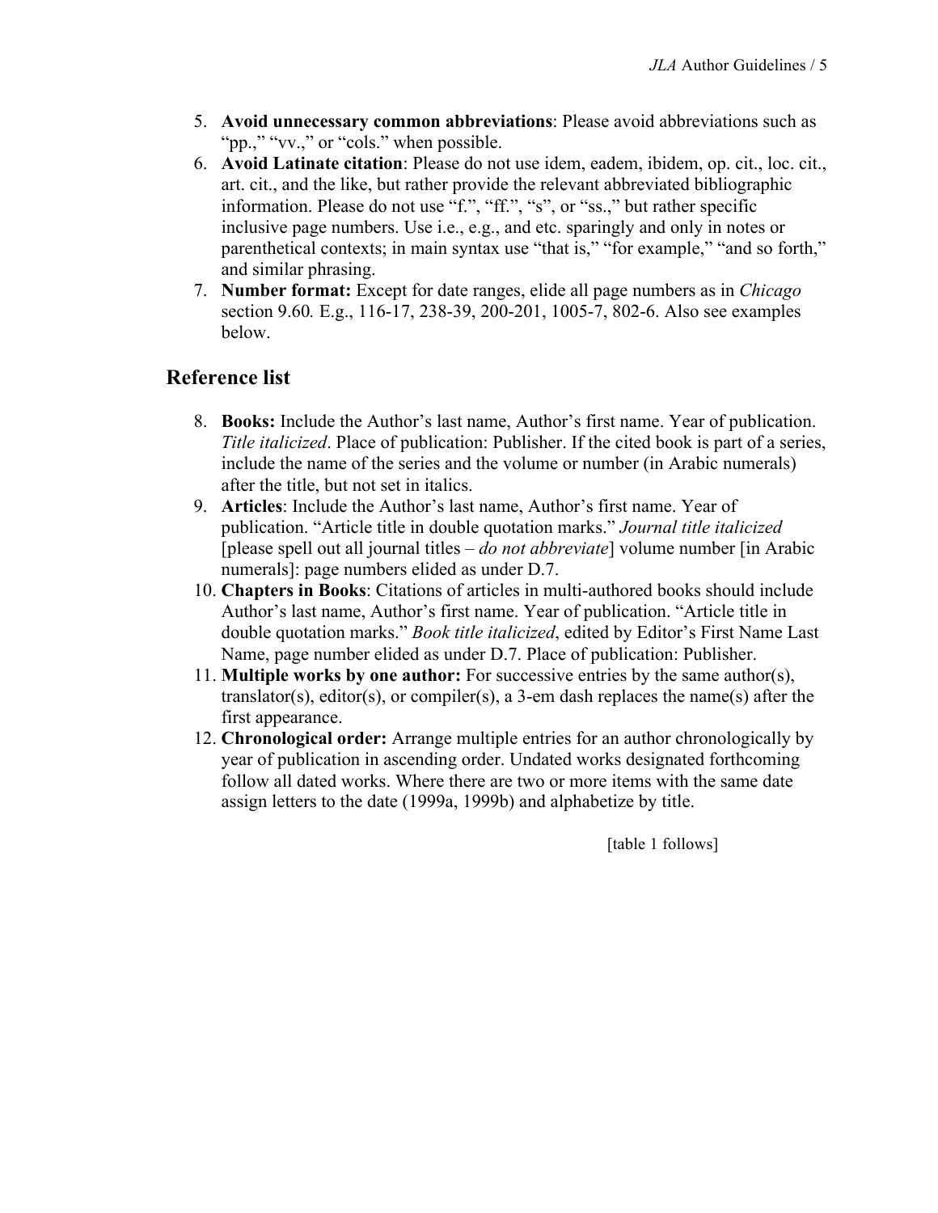5. **Avoid unnecessary common abbreviations**: Please avoid abbreviations such as "pp.," "vv.," or "cols." when possible.
6. **Avoid Latinate citation**: Please do not use idem, eadem, ibidem, op. cit., loc. cit., art. cit., and the like, but rather provide the relevant abbreviated bibliographic information. Please do not use "f.", "ff.", "s", or "ss.," but rather specific inclusive page numbers. Use i.e., e.g., and etc. sparingly and only in notes or parenthetical contexts; in main syntax use "that is," "for example," "and so forth," and similar phrasing.
7. **Number format:** Except for date ranges, elide all page numbers as in *Chicago* section 9.60*.* E.g., 116-17, 238-39, 200-201, 1005-7, 802-6. Also see examples below.

## Reference list

8. **Books:** Include the Author's last name, Author's first name. Year of publication. *Title italicized*. Place of publication: Publisher. If the cited book is part of a series, include the name of the series and the volume or number (in Arabic numerals) after the title, but not set in italics.
9. **Articles**: Include the Author's last name, Author's first name. Year of publication. "Article title in double quotation marks." *Journal title italicized* [please spell out all journal titles – *do not abbreviate*] volume number [in Arabic numerals]: page numbers elided as under D.7.
10. **Chapters in Books**: Citations of articles in multi-authored books should include Author's last name, Author's first name. Year of publication. "Article title in double quotation marks." *Book title italicized*, edited by Editor's First Name Last Name, page number elided as under D.7. Place of publication: Publisher.
11. **Multiple works by one author:** For successive entries by the same author(s), translator(s), editor(s), or compiler(s), a 3-em dash replaces the name(s) after the first appearance.
12. **Chronological order:** Arrange multiple entries for an author chronologically by year of publication in ascending order. Undated works designated forthcoming follow all dated works. Where there are two or more items with the same date assign letters to the date (1999a, 1999b) and alphabetize by title.

[table 1 follows]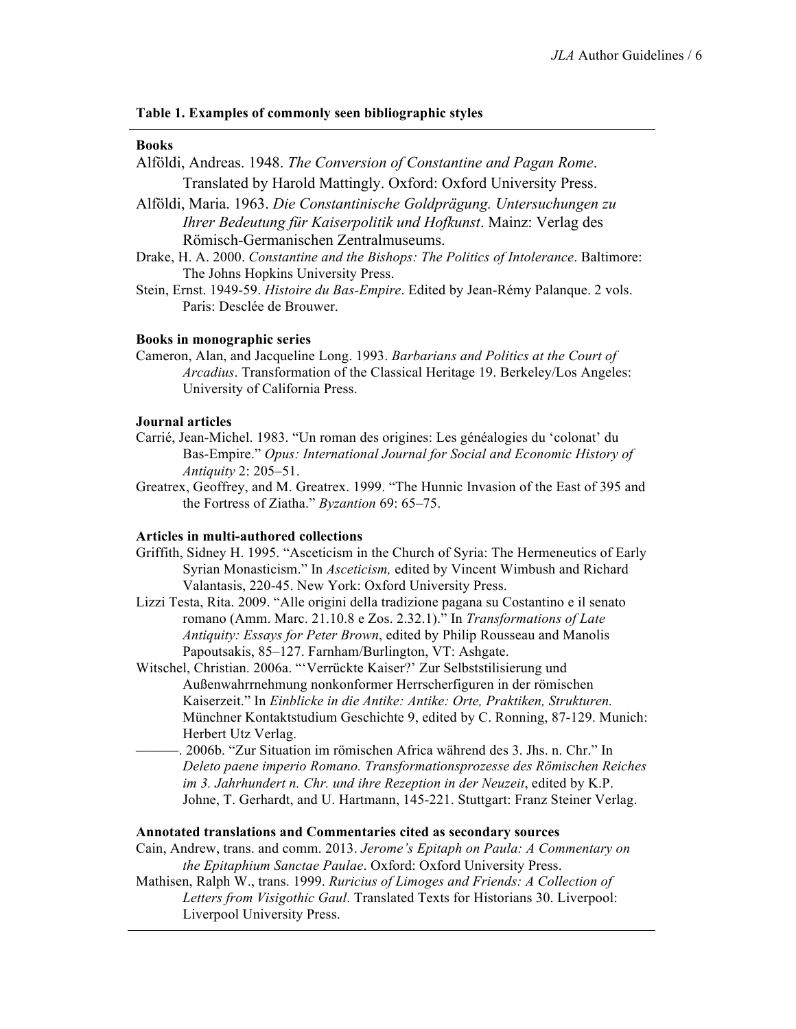**Table 1. Examples of commonly seen bibliographic styles**

**Books**

Alföldi, Andreas. 1948. *The Conversion of Constantine and Pagan Rome*. Translated by Harold Mattingly. Oxford: Oxford University Press.

Alföldi, Maria. 1963. *Die Constantinische Goldprägung. Untersuchungen zu Ihrer Bedeutung für Kaiserpolitik und Hofkunst*. Mainz: Verlag des Römisch-Germanischen Zentralmuseums.

Drake, H. A. 2000. *Constantine and the Bishops: The Politics of Intolerance*. Baltimore: The Johns Hopkins University Press.

Stein, Ernst. 1949-59. *Histoire du Bas-Empire*. Edited by Jean-Rémy Palanque. 2 vols. Paris: Desclée de Brouwer.

**Books in monographic series**

Cameron, Alan, and Jacqueline Long. 1993. *Barbarians and Politics at the Court of Arcadius*. Transformation of the Classical Heritage 19. Berkeley/Los Angeles: University of California Press.

**Journal articles**

Carrié, Jean-Michel. 1983. "Un roman des origines: Les généalogies du 'colonat' du Bas-Empire." *Opus: International Journal for Social and Economic History of Antiquity* 2: 205–51.

Greatrex, Geoffrey, and M. Greatrex. 1999. "The Hunnic Invasion of the East of 395 and the Fortress of Ziatha." *Byzantion* 69: 65–75.

**Articles in multi-authored collections**

Griffith, Sidney H. 1995. "Asceticism in the Church of Syria: The Hermeneutics of Early Syrian Monasticism." In *Asceticism,* edited by Vincent Wimbush and Richard Valantasis, 220-45. New York: Oxford University Press.

Lizzi Testa, Rita. 2009. "Alle origini della tradizione pagana su Costantino e il senato romano (Amm. Marc. 21.10.8 e Zos. 2.32.1)." In *Transformations of Late Antiquity: Essays for Peter Brown*, edited by Philip Rousseau and Manolis Papoutsakis, 85–127. Farnham/Burlington, VT: Ashgate.

Witschel, Christian. 2006a. "'Verrückte Kaiser?' Zur Selbststilisierung und Außenwahrrnehmung nonkonformer Herrscherfiguren in der römischen Kaiserzeit." In *Einblicke in die Antike: Antike: Orte, Praktiken, Strukturen.* Münchner Kontaktstudium Geschichte 9, edited by C. Ronning, 87-129. Munich: Herbert Utz Verlag.

———. 2006b. "Zur Situation im römischen Africa während des 3. Jhs. n. Chr." In *Deleto paene imperio Romano. Transformationsprozesse des Römischen Reiches im 3. Jahrhundert n. Chr. und ihre Rezeption in der Neuzeit*, edited by K.P. Johne, T. Gerhardt, and U. Hartmann, 145-221. Stuttgart: Franz Steiner Verlag.

**Annotated translations and Commentaries cited as secondary sources**

Cain, Andrew, trans. and comm. 2013. *Jerome's Epitaph on Paula: A Commentary on the Epitaphium Sanctae Paulae*. Oxford: Oxford University Press.

Mathisen, Ralph W., trans. 1999. *Ruricius of Limoges and Friends: A Collection of Letters from Visigothic Gaul*. Translated Texts for Historians 30. Liverpool: Liverpool University Press.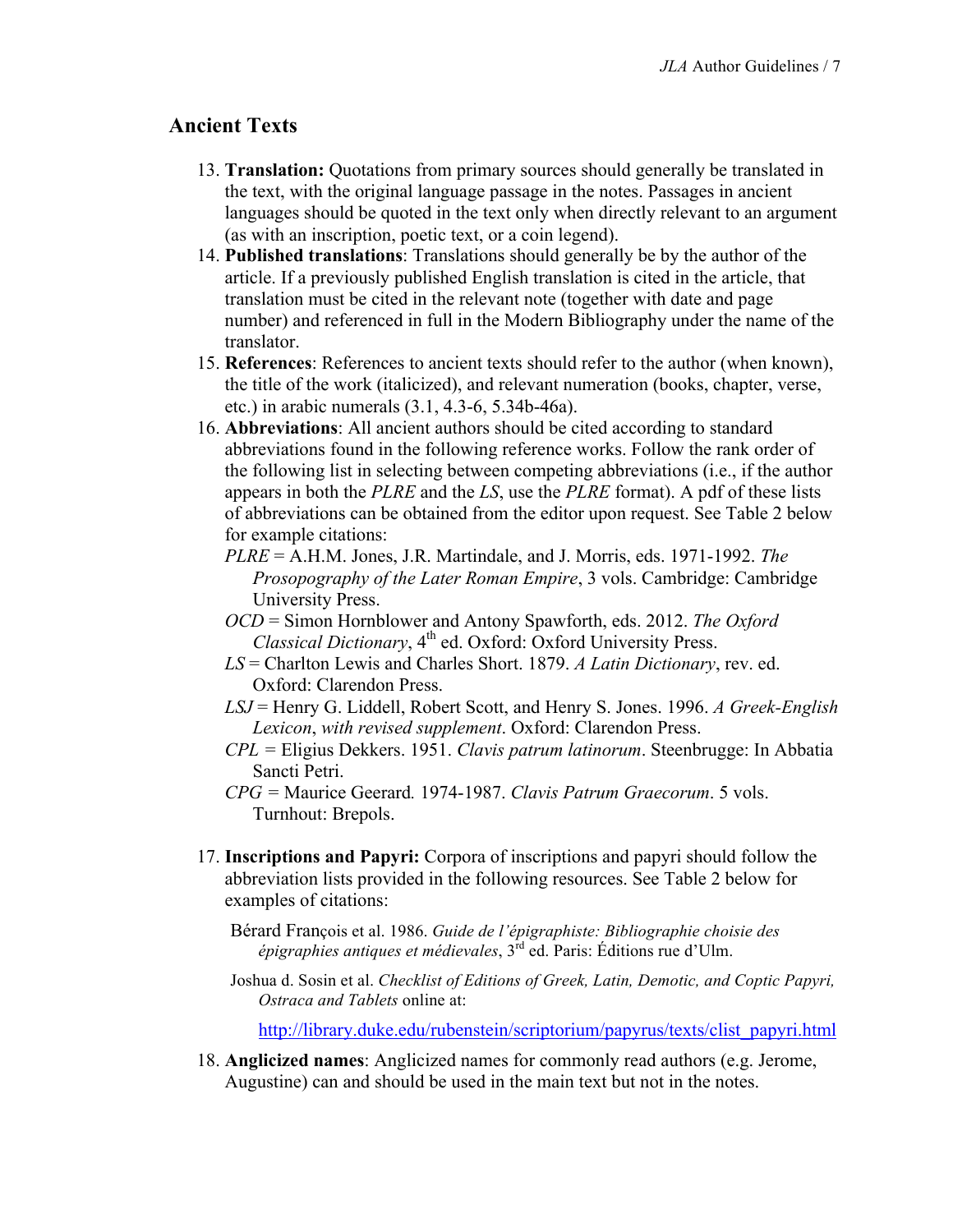## Ancient Texts

13. **Translation:** Quotations from primary sources should generally be translated in the text, with the original language passage in the notes. Passages in ancient languages should be quoted in the text only when directly relevant to an argument (as with an inscription, poetic text, or a coin legend).
14. **Published translations**: Translations should generally be by the author of the article. If a previously published English translation is cited in the article, that translation must be cited in the relevant note (together with date and page number) and referenced in full in the Modern Bibliography under the name of the translator.
15. **References**: References to ancient texts should refer to the author (when known), the title of the work (italicized), and relevant numeration (books, chapter, verse, etc.) in arabic numerals (3.1, 4.3-6, 5.34b-46a).
16. **Abbreviations**: All ancient authors should be cited according to standard abbreviations found in the following reference works. Follow the rank order of the following list in selecting between competing abbreviations (i.e., if the author appears in both the *PLRE* and the *LS*, use the *PLRE* format). A pdf of these lists of abbreviations can be obtained from the editor upon request. See Table 2 below for example citations:

    *PLRE* = A.H.M. Jones, J.R. Martindale, and J. Morris, eds. 1971-1992. *The Prosopography of the Later Roman Empire*, 3 vols. Cambridge: Cambridge University Press.

    *OCD* = Simon Hornblower and Antony Spawforth, eds. 2012. *The Oxford Classical Dictionary*, 4th ed. Oxford: Oxford University Press.

    *LS* = Charlton Lewis and Charles Short. 1879. *A Latin Dictionary*, rev. ed. Oxford: Clarendon Press.

    *LSJ* = Henry G. Liddell, Robert Scott, and Henry S. Jones. 1996. *A Greek-English Lexicon*, *with revised supplement*. Oxford: Clarendon Press.

    *CPL* = Eligius Dekkers. 1951. *Clavis patrum latinorum*. Steenbrugge: In Abbatia Sancti Petri.

    *CPG* = Maurice Geerard*.* 1974-1987. *Clavis Patrum Graecorum*. 5 vols. Turnhout: Brepols.

17. **Inscriptions and Papyri:** Corpora of inscriptions and papyri should follow the abbreviation lists provided in the following resources. See Table 2 below for examples of citations:

    Bérard François et al. 1986. *Guide de l'épigraphiste: Bibliographie choisie des épigraphies antiques et médievales*, 3rd ed. Paris: Éditions rue d'Ulm.

    Joshua d. Sosin et al. *Checklist of Editions of Greek, Latin, Demotic, and Coptic Papyri, Ostraca and Tablets* online at:

    http://library.duke.edu/rubenstein/scriptorium/papyrus/texts/clist_papyri.html

18. **Anglicized names**: Anglicized names for commonly read authors (e.g. Jerome, Augustine) can and should be used in the main text but not in the notes.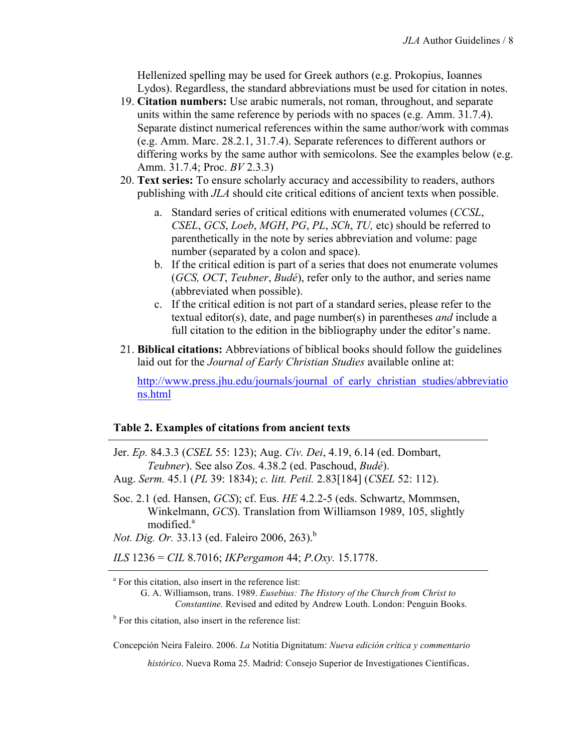Hellenized spelling may be used for Greek authors (e.g. Prokopius, Ioannes Lydos). Regardless, the standard abbreviations must be used for citation in notes.

19. **Citation numbers:** Use arabic numerals, not roman, throughout, and separate units within the same reference by periods with no spaces (e.g. Amm. 31.7.4). Separate distinct numerical references within the same author/work with commas (e.g. Amm. Marc. 28.2.1, 31.7.4). Separate references to different authors or differing works by the same author with semicolons. See the examples below (e.g. Amm. 31.7.4; Proc. *BV* 2.3.3)
20. **Text series:** To ensure scholarly accuracy and accessibility to readers, authors publishing with *JLA* should cite critical editions of ancient texts when possible.
    a. Standard series of critical editions with enumerated volumes (*CCSL*, *CSEL*, *GCS*, *Loeb*, *MGH*, *PG*, *PL*, *SCh*, *TU,* etc) should be referred to parenthetically in the note by series abbreviation and volume: page number (separated by a colon and space).
    b. If the critical edition is part of a series that does not enumerate volumes (*GCS, OCT*, *Teubner*, *Budé*), refer only to the author, and series name (abbreviated when possible).
    c. If the critical edition is not part of a standard series, please refer to the textual editor(s), date, and page number(s) in parentheses *and* include a full citation to the edition in the bibliography under the editor's name.
21. **Biblical citations:** Abbreviations of biblical books should follow the guidelines laid out for the *Journal of Early Christian Studies* available online at:

    http://www.press.jhu.edu/journals/journal_of_early_christian_studies/abbreviations.html

**Table 2. Examples of citations from ancient texts**

Jer. *Ep.* 84.3.3 (*CSEL* 55: 123); Aug. *Civ. Dei*, 4.19, 6.14 (ed. Dombart, *Teubner*). See also Zos. 4.38.2 (ed. Paschoud, *Budé*).
Aug. *Serm.* 45.1 (*PL* 39: 1834); *c. litt. Petil.* 2.83[184] (*CSEL* 52: 112).

Soc. 2.1 (ed. Hansen, *GCS*); cf. Eus. *HE* 4.2.2-5 (eds. Schwartz, Mommsen, Winkelmann, *GCS*). Translation from Williamson 1989, 105, slightly modified.[a]
*Not. Dig. Or.* 33.13 (ed. Faleiro 2006, 263).[b]

*ILS* 1236 = *CIL* 8.7016; *IKPergamon* 44; *P.Oxy.* 15.1778.

[a] For this citation, also insert in the reference list:
G. A. Williamson, trans. 1989. *Eusebius: The History of the Church from Christ to Constantine.* Revised and edited by Andrew Louth. London: Penguin Books.

[b] For this citation, also insert in the reference list:

Concepción Neira Faleiro. 2006. *La* Notitia Dignitatum: *Nueva edición crítica y commentario histórico*. Nueva Roma 25. Madrid: Consejo Superior de Investigaciones Científicas.